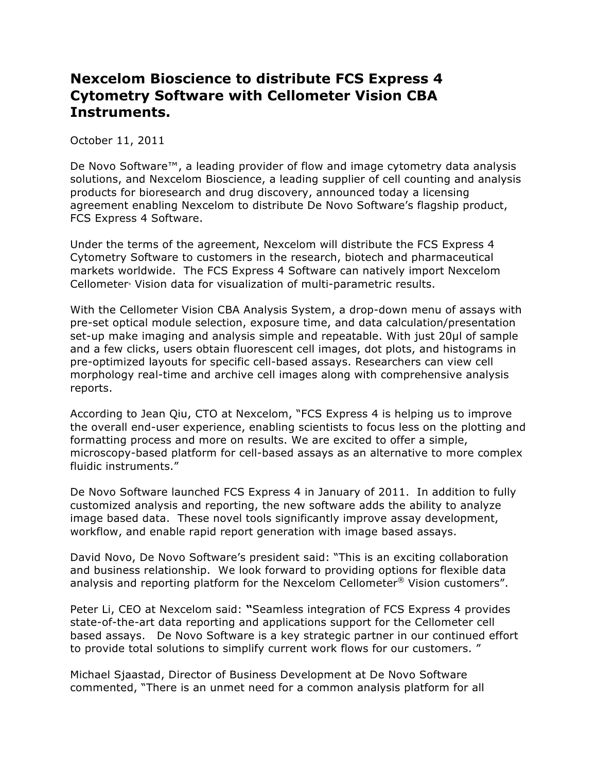# Nexcelom Bioscience to distribute FCS Express 4 Cytometry Software with Cellometer Vision CBA Instruments.

October 11, 2011

De Novo Software™, a leading provider of flow and image cytometry data analysis solutions, and Nexcelom Bioscience, a leading supplier of cell counting and analysis products for bioresearch and drug discovery, announced today a licensing agreement enabling Nexcelom to distribute De Novo Software's flagship product, FCS Express 4 Software.

Under the terms of the agreement, Nexcelom will distribute the FCS Express 4 Cytometry Software to customers in the research, biotech and pharmaceutical markets worldwide. The FCS Express 4 Software can natively import Nexcelom Cellometer® Vision data for visualization of multi-parametric results.

With the Cellometer Vision CBA Analysis System, a drop-down menu of assays with pre-set optical module selection, exposure time, and data calculation/presentation set-up make imaging and analysis simple and repeatable. With just 20µl of sample and a few clicks, users obtain fluorescent cell images, dot plots, and histograms in pre-optimized layouts for specific cell-based assays. Researchers can view cell morphology real-time and archive cell images along with comprehensive analysis reports.

According to Jean Qiu, CTO at Nexcelom, "FCS Express 4 is helping us to improve the overall end-user experience, enabling scientists to focus less on the plotting and formatting process and more on results. We are excited to offer a simple, microscopy-based platform for cell-based assays as an alternative to more complex fluidic instruments."

De Novo Software launched FCS Express 4 in January of 2011. In addition to fully customized analysis and reporting, the new software adds the ability to analyze image based data. These novel tools significantly improve assay development, workflow, and enable rapid report generation with image based assays.

David Novo, De Novo Software's president said: "This is an exciting collaboration and business relationship. We look forward to providing options for flexible data analysis and reporting platform for the Nexcelom Cellometer® Vision customers".

Peter Li, CEO at Nexcelom said: "Seamless integration of FCS Express 4 provides state-of-the-art data reporting and applications support for the Cellometer cell based assays. De Novo Software is a key strategic partner in our continued effort to provide total solutions to simplify current work flows for our customers. "

Michael Sjaastad, Director of Business Development at De Novo Software commented, "There is an unmet need for a common analysis platform for all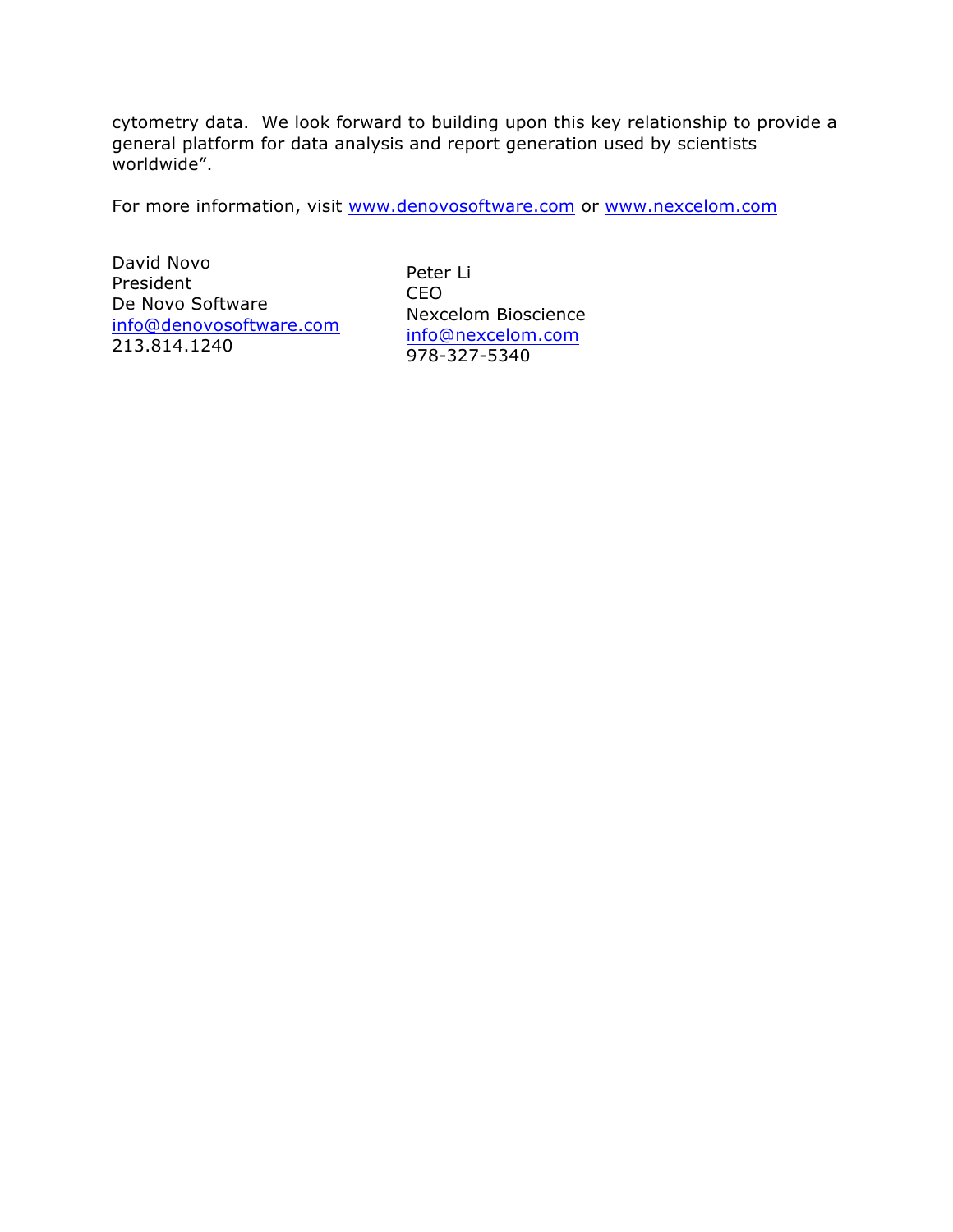cytometry data. We look forward to building upon this key relationship to provide a general platform for data analysis and report generation used by scientists worldwide".

For more information, visit www.denovosoftware.com or www.nexcelom.com

David Novo
President
De Novo Software
info@denovosoftware.com
213.814.1240

Peter Li
CEO
Nexcelom Bioscience
info@nexcelom.com
978-327-5340